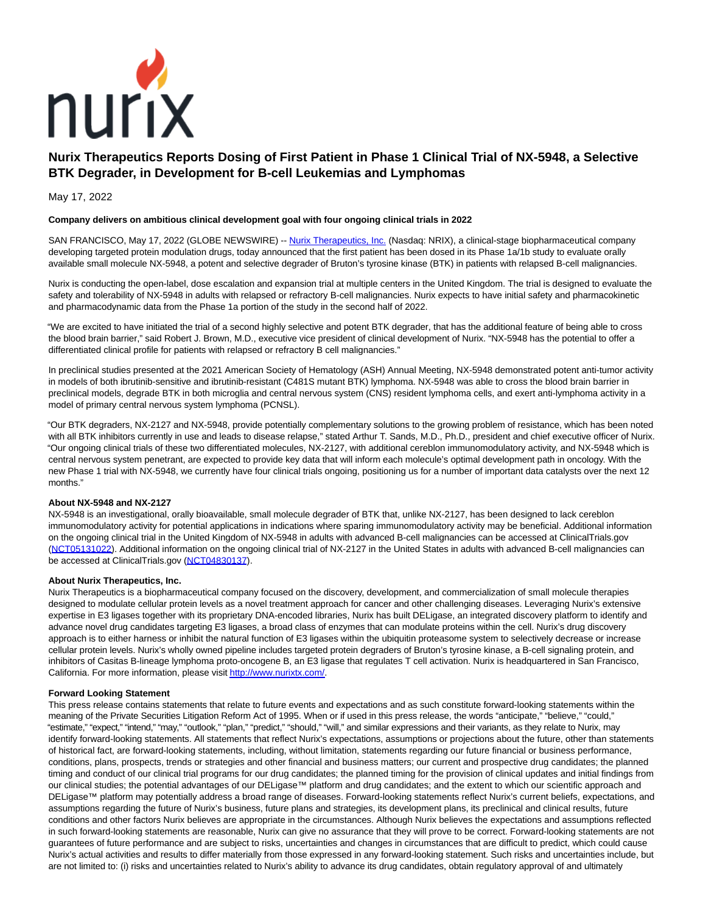# Nurix Therapeutics Reports Dosing of First Patient in Phase 1 Clinical Trial of NX-5948, a Selective BTK Degrader, in Development for B-cell Leukemias and Lymphomas

May 17, 2022

**Company delivers on ambitious clinical development goal with four ongoing clinical trials in 2022**

SAN FRANCISCO, May 17, 2022 (GLOBE NEWSWIRE) -- [Nurix Therapeutics, Inc.](http://www.nurixtx.com/) (Nasdaq: NRIX), a clinical-stage biopharmaceutical company developing targeted protein modulation drugs, today announced that the first patient has been dosed in its Phase 1a/1b study to evaluate orally available small molecule NX-5948, a potent and selective degrader of Bruton's tyrosine kinase (BTK) in patients with relapsed B-cell malignancies.

Nurix is conducting the open-label, dose escalation and expansion trial at multiple centers in the United Kingdom. The trial is designed to evaluate the safety and tolerability of NX-5948 in adults with relapsed or refractory B-cell malignancies. Nurix expects to have initial safety and pharmacokinetic and pharmacodynamic data from the Phase 1a portion of the study in the second half of 2022.

"We are excited to have initiated the trial of a second highly selective and potent BTK degrader, that has the additional feature of being able to cross the blood brain barrier," said Robert J. Brown, M.D., executive vice president of clinical development of Nurix. "NX-5948 has the potential to offer a differentiated clinical profile for patients with relapsed or refractory B cell malignancies."

In preclinical studies presented at the 2021 American Society of Hematology (ASH) Annual Meeting, NX-5948 demonstrated potent anti-tumor activity in models of both ibrutinib-sensitive and ibrutinib-resistant (C481S mutant BTK) lymphoma. NX-5948 was able to cross the blood brain barrier in preclinical models, degrade BTK in both microglia and central nervous system (CNS) resident lymphoma cells, and exert anti-lymphoma activity in a model of primary central nervous system lymphoma (PCNSL).

"Our BTK degraders, NX-2127 and NX-5948, provide potentially complementary solutions to the growing problem of resistance, which has been noted with all BTK inhibitors currently in use and leads to disease relapse," stated Arthur T. Sands, M.D., Ph.D., president and chief executive officer of Nurix. "Our ongoing clinical trials of these two differentiated molecules, NX-2127, with additional cereblon immunomodulatory activity, and NX-5948 which is central nervous system penetrant, are expected to provide key data that will inform each molecule's optimal development path in oncology. With the new Phase 1 trial with NX-5948, we currently have four clinical trials ongoing, positioning us for a number of important data catalysts over the next 12 months."

**About NX-5948 and NX-2127**

NX-5948 is an investigational, orally bioavailable, small molecule degrader of BTK that, unlike NX-2127, has been designed to lack cereblon immunomodulatory activity for potential applications in indications where sparing immunomodulatory activity may be beneficial. Additional information on the ongoing clinical trial in the United Kingdom of NX-5948 in adults with advanced B-cell malignancies can be accessed at ClinicalTrials.gov (NCT05131022). Additional information on the ongoing clinical trial of NX-2127 in the United States in adults with advanced B-cell malignancies can be accessed at ClinicalTrials.gov (NCT04830137).

**About Nurix Therapeutics, Inc.**

Nurix Therapeutics is a biopharmaceutical company focused on the discovery, development, and commercialization of small molecule therapies designed to modulate cellular protein levels as a novel treatment approach for cancer and other challenging diseases. Leveraging Nurix's extensive expertise in E3 ligases together with its proprietary DNA-encoded libraries, Nurix has built DELigase, an integrated discovery platform to identify and advance novel drug candidates targeting E3 ligases, a broad class of enzymes that can modulate proteins within the cell. Nurix's drug discovery approach is to either harness or inhibit the natural function of E3 ligases within the ubiquitin proteasome system to selectively decrease or increase cellular protein levels. Nurix's wholly owned pipeline includes targeted protein degraders of Bruton's tyrosine kinase, a B-cell signaling protein, and inhibitors of Casitas B-lineage lymphoma proto-oncogene B, an E3 ligase that regulates T cell activation. Nurix is headquartered in San Francisco, California. For more information, please visit http://www.nurixtx.com/.

**Forward Looking Statement**

This press release contains statements that relate to future events and expectations and as such constitute forward-looking statements within the meaning of the Private Securities Litigation Reform Act of 1995. When or if used in this press release, the words "anticipate," "believe," "could," "estimate," "expect," "intend," "may," "outlook," "plan," "predict," "should," "will," and similar expressions and their variants, as they relate to Nurix, may identify forward-looking statements. All statements that reflect Nurix's expectations, assumptions or projections about the future, other than statements of historical fact, are forward-looking statements, including, without limitation, statements regarding our future financial or business performance, conditions, plans, prospects, trends or strategies and other financial and business matters; our current and prospective drug candidates; the planned timing and conduct of our clinical trial programs for our drug candidates; the planned timing for the provision of clinical updates and initial findings from our clinical studies; the potential advantages of our DELigase™ platform and drug candidates; and the extent to which our scientific approach and DELigase™ platform may potentially address a broad range of diseases. Forward-looking statements reflect Nurix's current beliefs, expectations, and assumptions regarding the future of Nurix's business, future plans and strategies, its development plans, its preclinical and clinical results, future conditions and other factors Nurix believes are appropriate in the circumstances. Although Nurix believes the expectations and assumptions reflected in such forward-looking statements are reasonable, Nurix can give no assurance that they will prove to be correct. Forward-looking statements are not guarantees of future performance and are subject to risks, uncertainties and changes in circumstances that are difficult to predict, which could cause Nurix's actual activities and results to differ materially from those expressed in any forward-looking statement. Such risks and uncertainties include, but are not limited to: (i) risks and uncertainties related to Nurix's ability to advance its drug candidates, obtain regulatory approval of and ultimately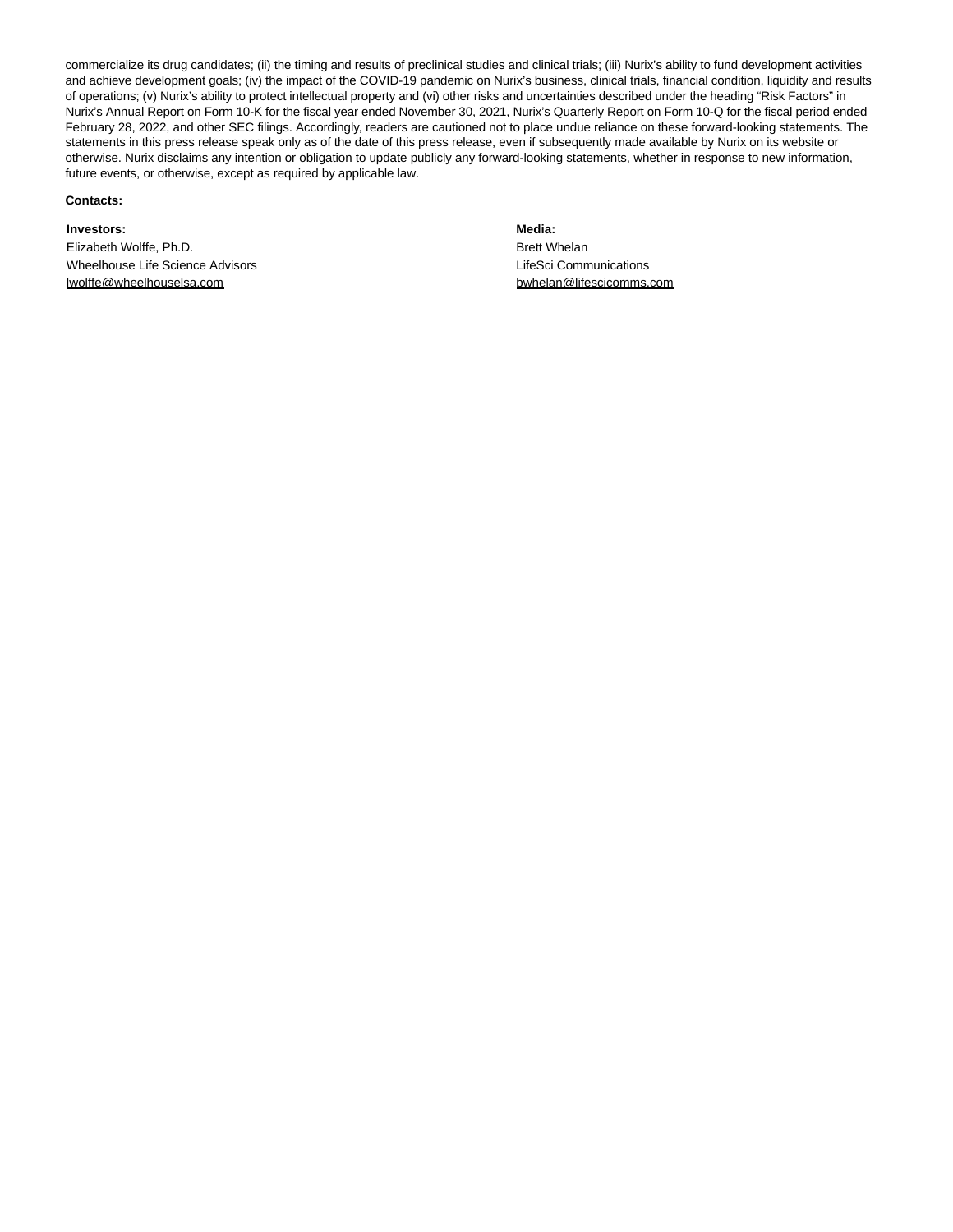commercialize its drug candidates; (ii) the timing and results of preclinical studies and clinical trials; (iii) Nurix's ability to fund development activities and achieve development goals; (iv) the impact of the COVID-19 pandemic on Nurix's business, clinical trials, financial condition, liquidity and results of operations; (v) Nurix's ability to protect intellectual property and (vi) other risks and uncertainties described under the heading "Risk Factors" in Nurix's Annual Report on Form 10-K for the fiscal year ended November 30, 2021, Nurix's Quarterly Report on Form 10-Q for the fiscal period ended February 28, 2022, and other SEC filings. Accordingly, readers are cautioned not to place undue reliance on these forward-looking statements. The statements in this press release speak only as of the date of this press release, even if subsequently made available by Nurix on its website or otherwise. Nurix disclaims any intention or obligation to update publicly any forward-looking statements, whether in response to new information, future events, or otherwise, except as required by applicable law.

**Contacts:**

**Investors:**
Elizabeth Wolffe, Ph.D.
Wheelhouse Life Science Advisors
lwolffe@wheelhouselsa.com

**Media:**
Brett Whelan
LifeSci Communications
bwhelan@lifescicomms.com